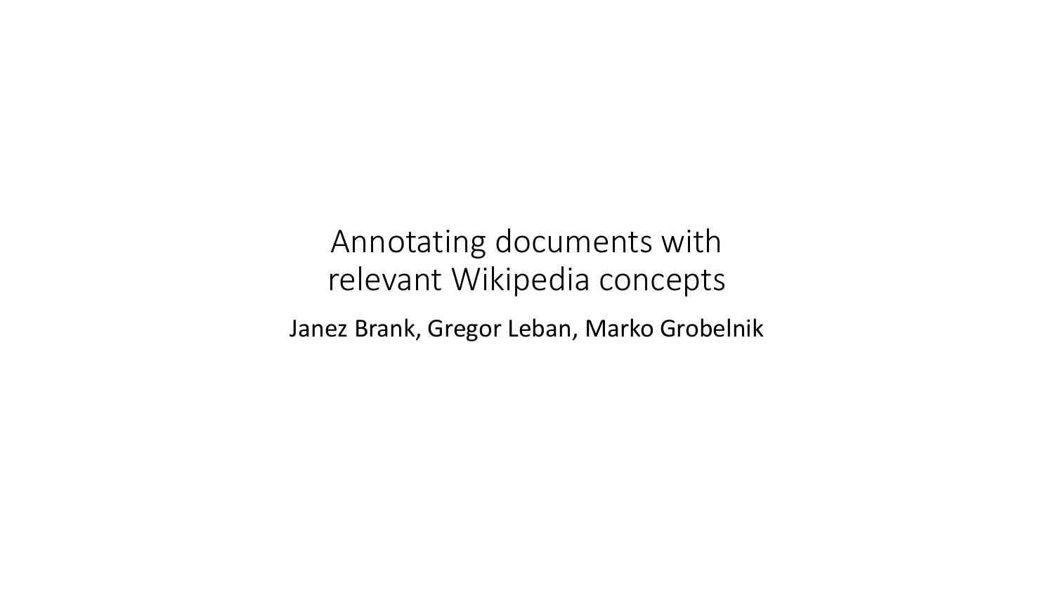# Annotating documents with relevant Wikipedia concepts

Janez Brank, Gregor Leban, Marko Grobelnik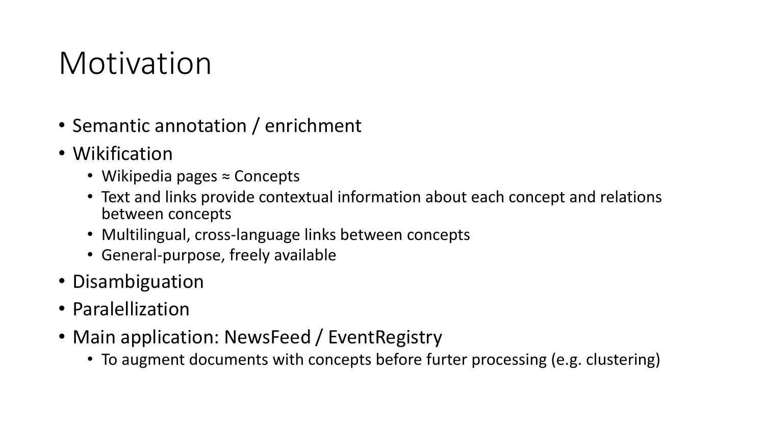# Motivation

- Semantic annotation / enrichment
- Wikification
  - Wikipedia pages ≈ Concepts
  - Text and links provide contextual information about each concept and relations between concepts
  - Multilingual, cross-language links between concepts
  - General-purpose, freely available
- Disambiguation
- Paralellization
- Main application: NewsFeed / EventRegistry
  - To augment documents with concepts before furter processing (e.g. clustering)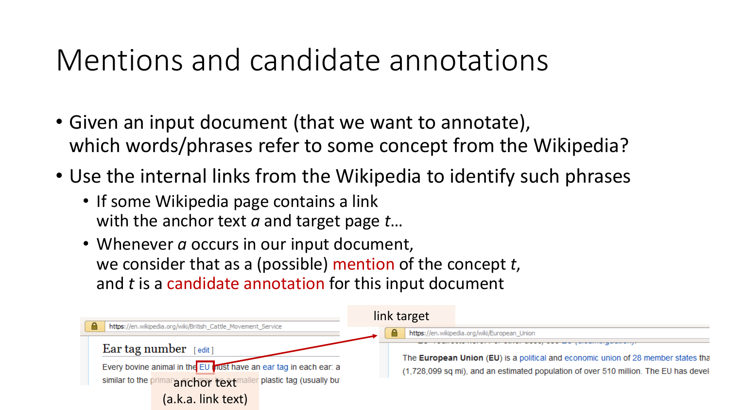# Mentions and candidate annotations

- Given an input document (that we want to annotate), which words/phrases refer to some concept from the Wikipedia?
- Use the internal links from the Wikipedia to identify such phrases
  - If some Wikipedia page contains a link with the anchor text *a* and target page *t*…
  - Whenever *a* occurs in our input document, we consider that as a (possible) mention of the concept *t*, and *t* is a candidate annotation for this input document

https://en.wikipedia.org/wiki/British_Cattle_Movement_Service

Ear tag number [edit]

Every bovine animal in the EU must have an ear tag in each ear: a similar to the primary ... smaller plastic tag (usually bu

anchor text (a.k.a. link text)

link target

https://en.wikipedia.org/wiki/European_Union

The **European Union** (**EU**) is a political and economic union of 28 member states tha (1,728,099 sq mi), and an estimated population of over 510 million. The EU has devel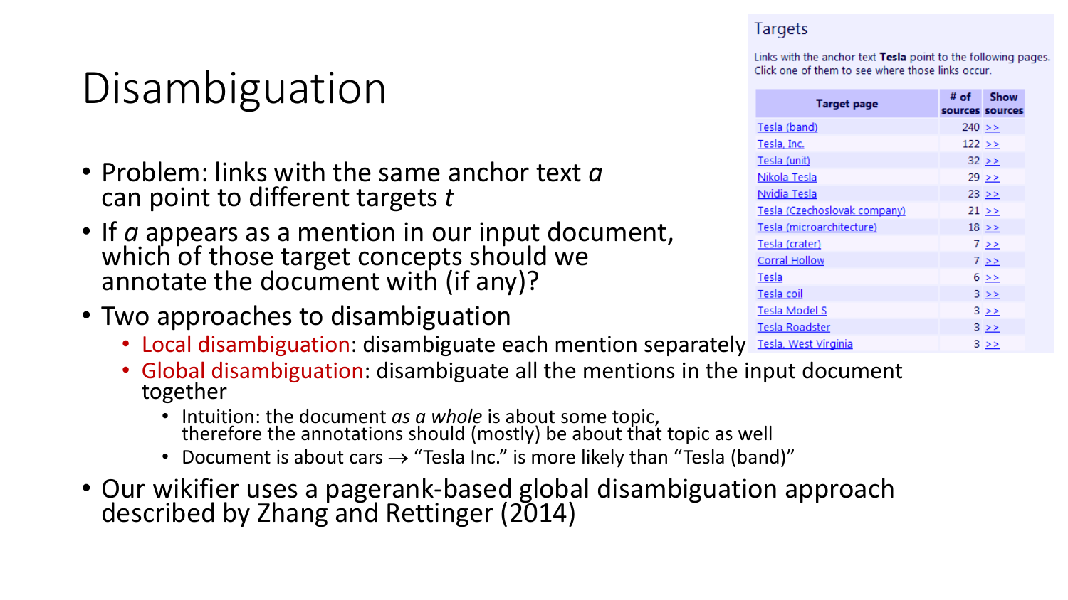# Disambiguation

- Problem: links with the same anchor text *a* can point to different targets *t*
- If *a* appears as a mention in our input document, which of those target concepts should we annotate the document with (if any)?
- Two approaches to disambiguation
  - Local disambiguation: disambiguate each mention separately
  - Global disambiguation: disambiguate all the mentions in the input document together
    - Intuition: the document *as a whole* is about some topic, therefore the annotations should (mostly) be about that topic as well
    - Document is about cars → "Tesla Inc." is more likely than "Tesla (band)"
- Our wikifier uses a pagerank-based global disambiguation approach described by Zhang and Rettinger (2014)

## Targets

Links with the anchor text **Tesla** point to the following pages. Click one of them to see where those links occur.

| Target page | # of sources | Show sources |
| --- | --- | --- |
| Tesla (band) | 240 | >> |
| Tesla, Inc. | 122 | >> |
| Tesla (unit) | 32 | >> |
| Nikola Tesla | 29 | >> |
| Nvidia Tesla | 23 | >> |
| Tesla (Czechoslovak company) | 21 | >> |
| Tesla (microarchitecture) | 18 | >> |
| Tesla (crater) | 7 | >> |
| Corral Hollow | 7 | >> |
| Tesla | 6 | >> |
| Tesla coil | 3 | >> |
| Tesla Model S | 3 | >> |
| Tesla Roadster | 3 | >> |
| Tesla, West Virginia | 3 | >> |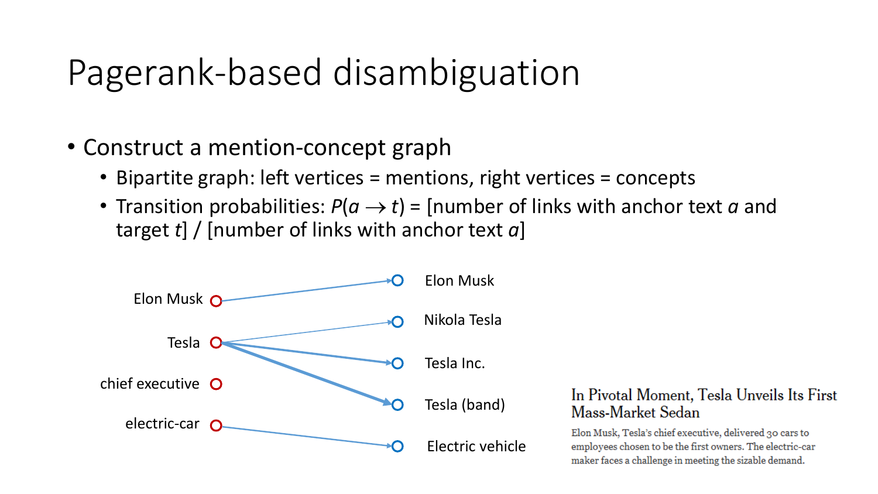# Pagerank-based disambiguation

- Construct a mention-concept graph
  - Bipartite graph: left vertices = mentions, right vertices = concepts
  - Transition probabilities: $P(a \rightarrow t)$ = [number of links with anchor text $a$ and target $t$] / [number of links with anchor text $a$]

Elon Musk

Tesla

chief executive

electric-car

Elon Musk

Nikola Tesla

Tesla Inc.

Tesla (band)

Electric vehicle

In Pivotal Moment, Tesla Unveils Its First Mass-Market Sedan

Elon Musk, Tesla's chief executive, delivered 30 cars to employees chosen to be the first owners. The electric-car maker faces a challenge in meeting the sizable demand.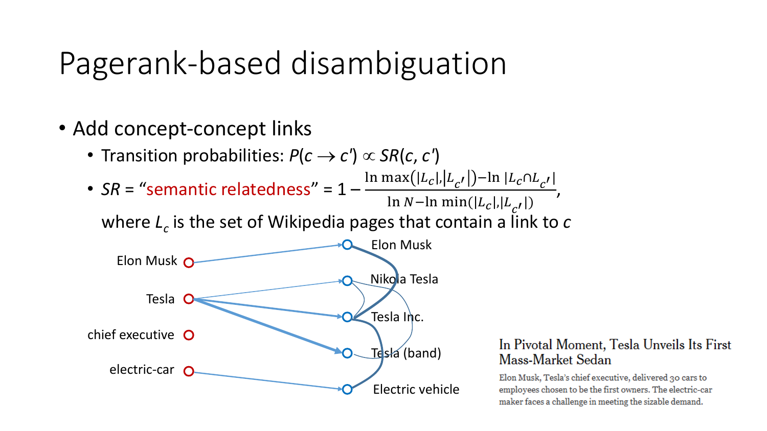# Pagerank-based disambiguation

- Add concept-concept links
  - Transition probabilities: $P(c \to c') \propto SR(c, c')$
  - $SR$ = "semantic relatedness" = $1 - \frac{\ln \max(|L_c|, |L_{c'}|) - \ln |L_c \cap L_{c'}|}{\ln N - \ln \min(|L_c|, |L_{c'}|)}$,

    where $L_c$ is the set of Wikipedia pages that contain a link to $c$

Elon Musk

Tesla

chief executive

electric-car

Elon Musk

Nikola Tesla

Tesla Inc.

Tesla (band)

Electric vehicle

In Pivotal Moment, Tesla Unveils Its First Mass-Market Sedan

Elon Musk, Tesla's chief executive, delivered 30 cars to employees chosen to be the first owners. The electric-car maker faces a challenge in meeting the sizable demand.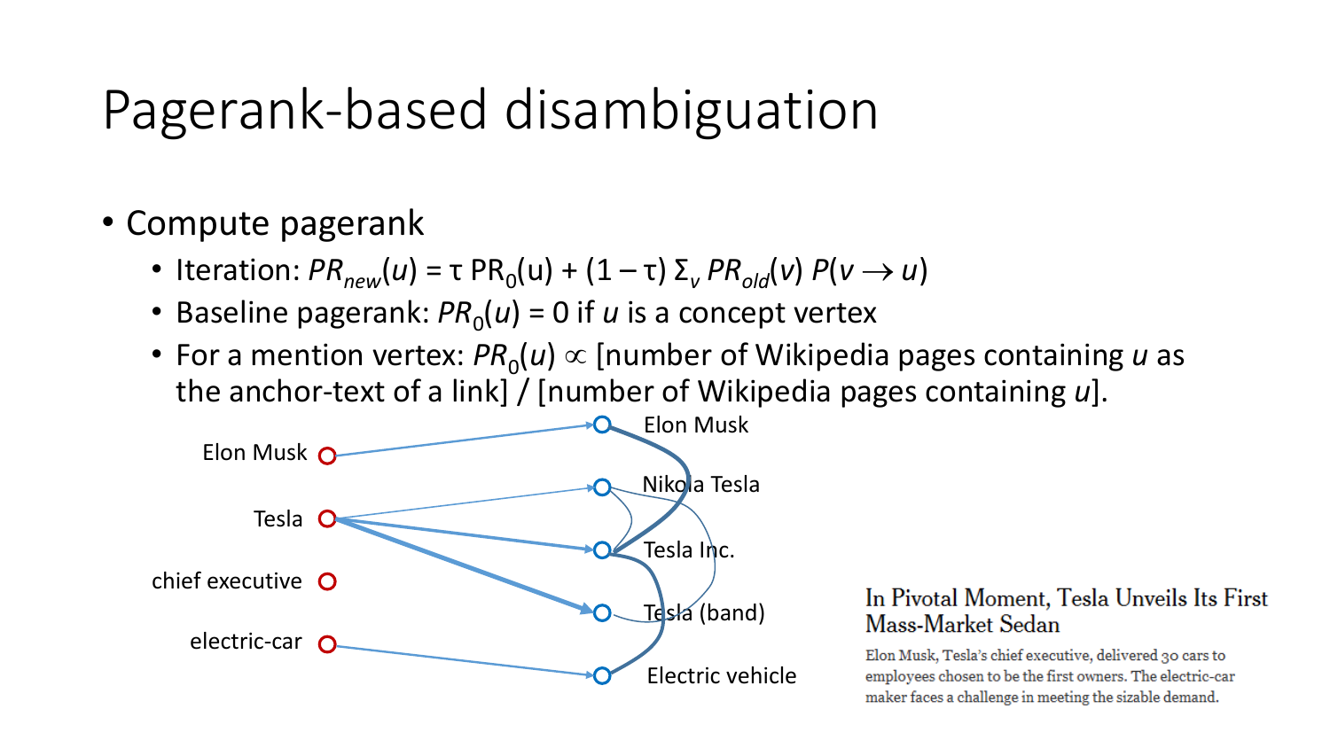# Pagerank-based disambiguation

- Compute pagerank
  - Iteration: $PR_{new}(u) = \tau \, PR_0(u) + (1 - \tau) \, \Sigma_v \, PR_{old}(v) \, P(v \rightarrow u)$
  - Baseline pagerank: $PR_0(u) = 0$ if $u$ is a concept vertex
  - For a mention vertex: $PR_0(u) \propto$ [number of Wikipedia pages containing $u$ as the anchor-text of a link] / [number of Wikipedia pages containing $u$].

Elon Musk

Tesla

chief executive

electric-car

Elon Musk

Nikola Tesla

Tesla Inc.

Tesla (band)

Electric vehicle

In Pivotal Moment, Tesla Unveils Its First Mass-Market Sedan

Elon Musk, Tesla's chief executive, delivered 30 cars to employees chosen to be the first owners. The electric-car maker faces a challenge in meeting the sizable demand.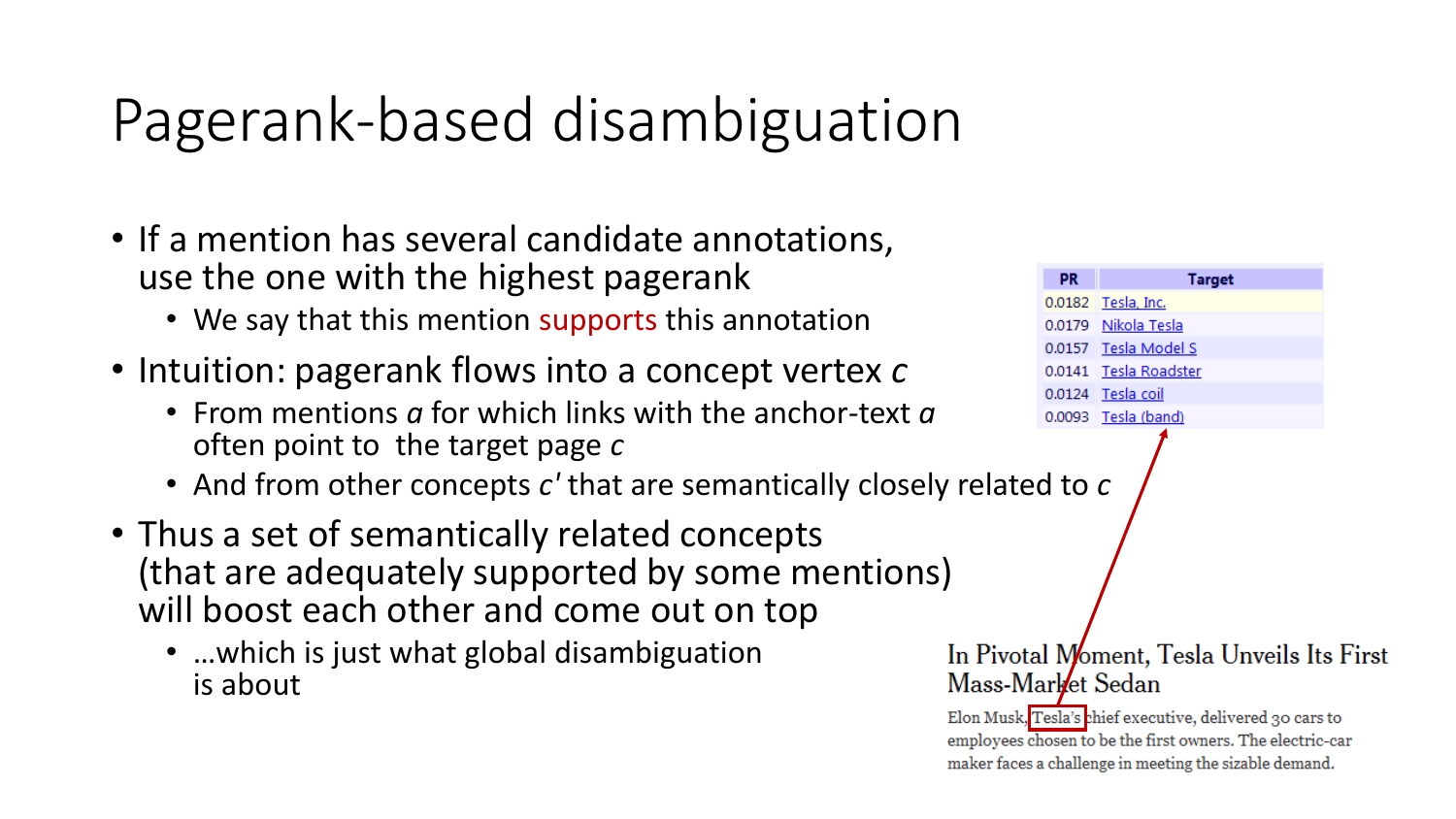# Pagerank-based disambiguation

- If a mention has several candidate annotations, use the one with the highest pagerank
  - We say that this mention supports this annotation
- Intuition: pagerank flows into a concept vertex *c*
  - From mentions *a* for which links with the anchor-text *a* often point to the target page *c*
  - And from other concepts *c'* that are semantically closely related to *c*
- Thus a set of semantically related concepts (that are adequately supported by some mentions) will boost each other and come out on top
  - …which is just what global disambiguation is about

| PR | Target |
| --- | --- |
| 0.0182 | Tesla, Inc. |
| 0.0179 | Nikola Tesla |
| 0.0157 | Tesla Model S |
| 0.0141 | Tesla Roadster |
| 0.0124 | Tesla coil |
| 0.0093 | Tesla (band) |

In Pivotal Moment, Tesla Unveils Its First Mass-Market Sedan

Elon Musk, Tesla's chief executive, delivered 30 cars to employees chosen to be the first owners. The electric-car maker faces a challenge in meeting the sizable demand.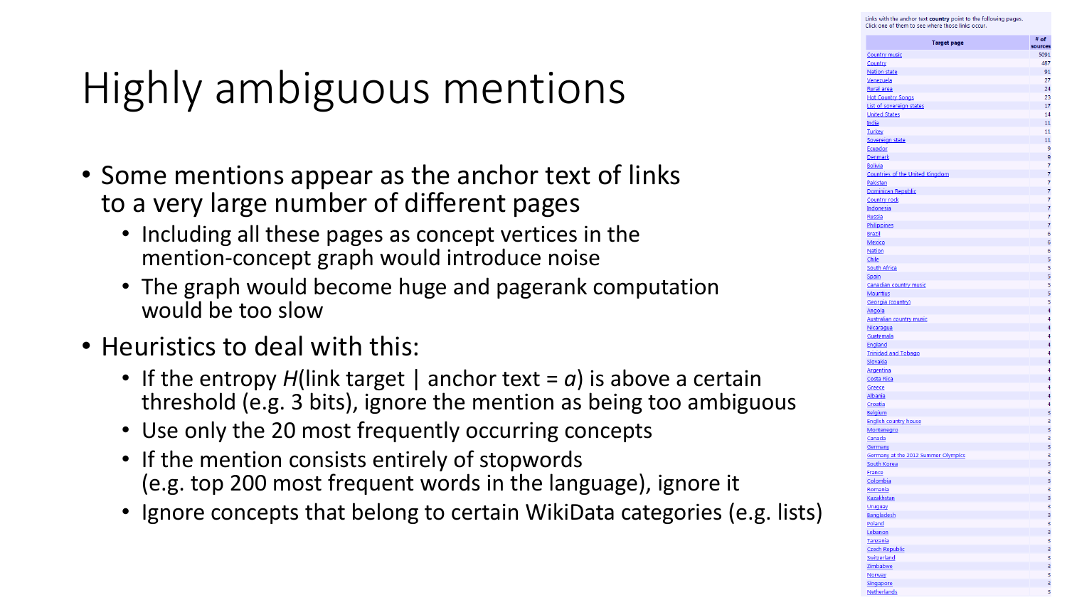# Highly ambiguous mentions

- Some mentions appear as the anchor text of links to a very large number of different pages
  - Including all these pages as concept vertices in the mention-concept graph would introduce noise
  - The graph would become huge and pagerank computation would be too slow
- Heuristics to deal with this:
  - If the entropy $H$(link target | anchor text = $a$) is above a certain threshold (e.g. 3 bits), ignore the mention as being too ambiguous
  - Use only the 20 most frequently occurring concepts
  - If the mention consists entirely of stopwords (e.g. top 200 most frequent words in the language), ignore it
  - Ignore concepts that belong to certain WikiData categories (e.g. lists)

Links with the anchor text **country** point to the following pages. Click one of them to see where those links occur.

| Target page | # of sources |
|---|---|
| Country music | 5091 |
| Country | 487 |
| Nation state | 91 |
| Venezuela | 27 |
| Rural area | 24 |
| Hot Country Songs | 23 |
| List of sovereign states | 17 |
| United States | 14 |
| India | 11 |
| Turkey | 11 |
| Sovereign state | 11 |
| Ecuador | 9 |
| Denmark | 9 |
| Bolivia | 7 |
| Countries of the United Kingdom | 7 |
| Pakistan | 7 |
| Dominican Republic | 7 |
| Country rock | 7 |
| Indonesia | 7 |
| Russia | 7 |
| Philippines | 7 |
| Brazil | 6 |
| Mexico | 6 |
| Nation | 6 |
| Chile | 5 |
| South Africa | 5 |
| Spain | 5 |
| Canadian country music | 5 |
| Mauritius | 5 |
| Georgia (country) | 5 |
| Angola | 4 |
| Australian country music | 4 |
| Nicaragua | 4 |
| Guatemala | 4 |
| England | 4 |
| Trinidad and Tobago | 4 |
| Slovakia | 4 |
| Argentina | 4 |
| Costa Rica | 4 |
| Greece | 4 |
| Albania | 4 |
| Croatia | 4 |
| Belgium | 3 |
| English country house | 3 |
| Montenegro | 3 |
| Canada | 3 |
| Germany | 3 |
| Germany at the 2012 Summer Olympics | 3 |
| South Korea | 3 |
| France | 3 |
| Colombia | 3 |
| Romania | 3 |
| Kazakhstan | 3 |
| Uruguay | 3 |
| Bangladesh | 3 |
| Poland | 3 |
| Lebanon | 3 |
| Tanzania | 3 |
| Czech Republic | 3 |
| Switzerland | 3 |
| Zimbabwe | 3 |
| Norway | 3 |
| Singapore | 3 |
| Netherlands | 3 |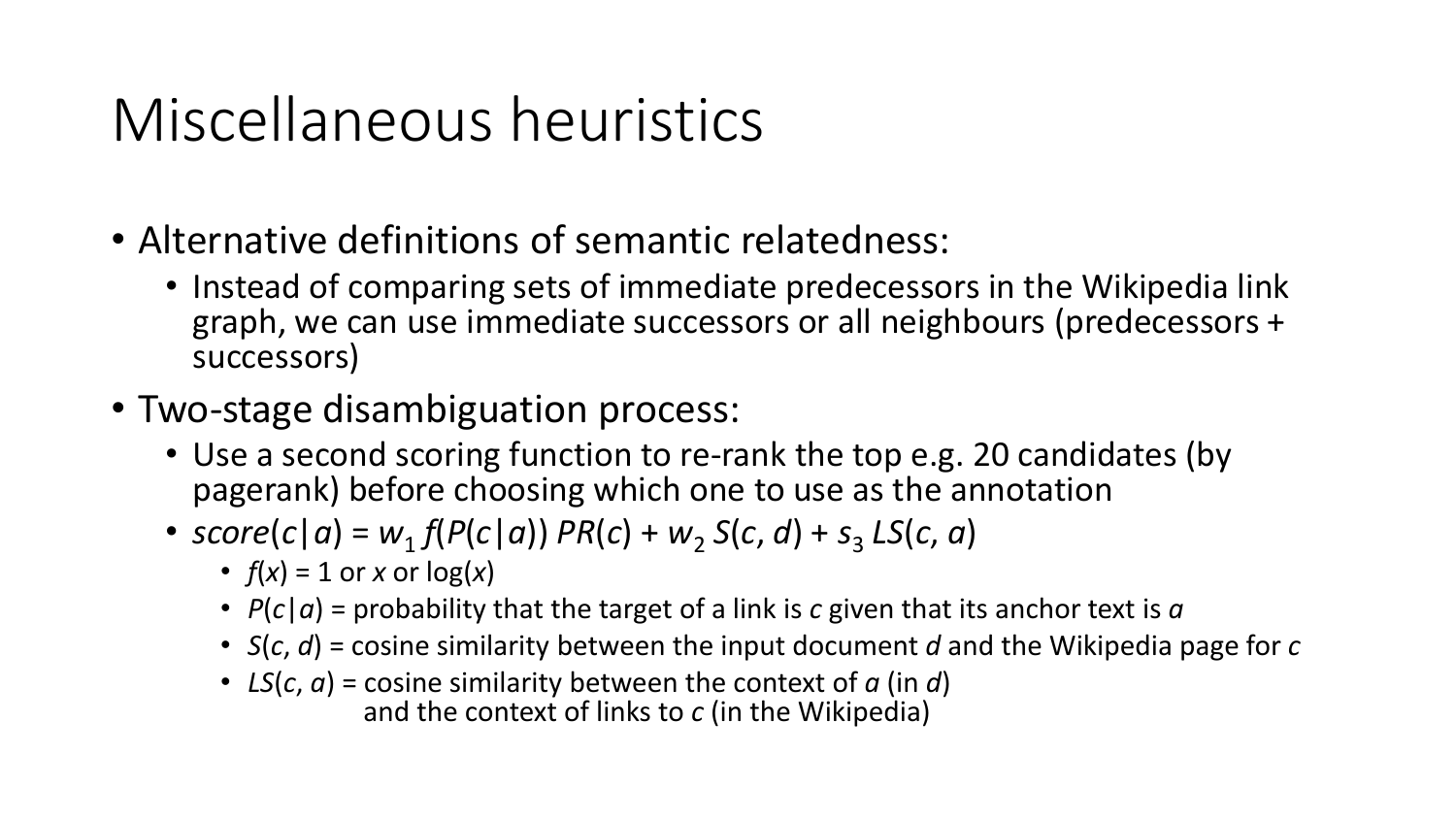# Miscellaneous heuristics

- Alternative definitions of semantic relatedness:
  - Instead of comparing sets of immediate predecessors in the Wikipedia link graph, we can use immediate successors or all neighbours (predecessors + successors)
- Two-stage disambiguation process:
  - Use a second scoring function to re-rank the top e.g. 20 candidates (by pagerank) before choosing which one to use as the annotation
  - $score(c|a) = w_1 f(P(c|a)) PR(c) + w_2 S(c, d) + s_3 LS(c, a)$
    - $f(x) = 1$ or $x$ or $\log(x)$
    - $P(c|a)$ = probability that the target of a link is $c$ given that its anchor text is $a$
    - $S(c, d)$ = cosine similarity between the input document $d$ and the Wikipedia page for $c$
    - $LS(c, a)$ = cosine similarity between the context of $a$ (in $d$) and the context of links to $c$ (in the Wikipedia)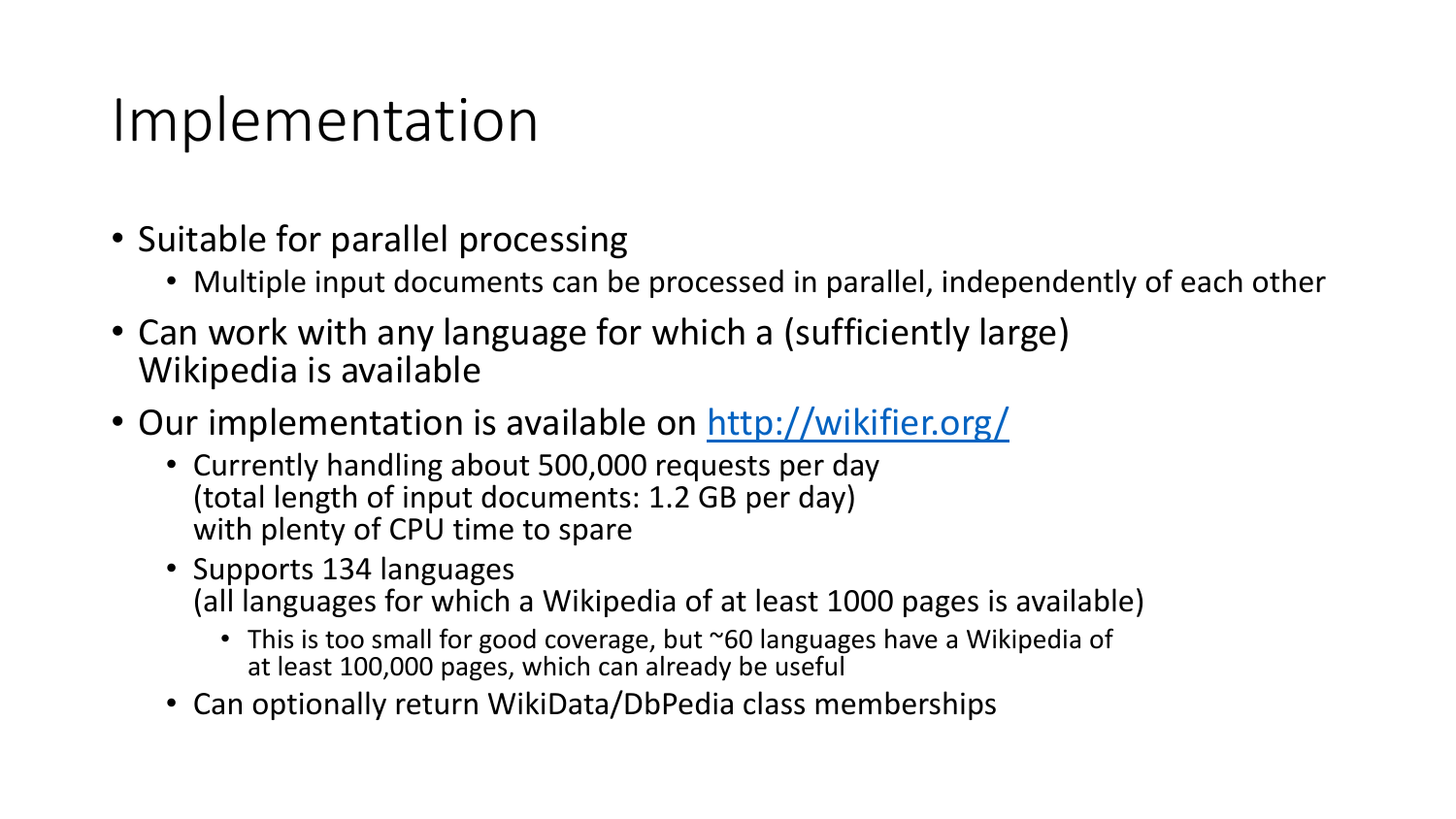# Implementation

- Suitable for parallel processing
  - Multiple input documents can be processed in parallel, independently of each other
- Can work with any language for which a (sufficiently large) Wikipedia is available
- Our implementation is available on [http://wikifier.org/](http://wikifier.org/)
  - Currently handling about 500,000 requests per day (total length of input documents: 1.2 GB per day) with plenty of CPU time to spare
  - Supports 134 languages (all languages for which a Wikipedia of at least 1000 pages is available)
    - This is too small for good coverage, but ~60 languages have a Wikipedia of at least 100,000 pages, which can already be useful
  - Can optionally return WikiData/DbPedia class memberships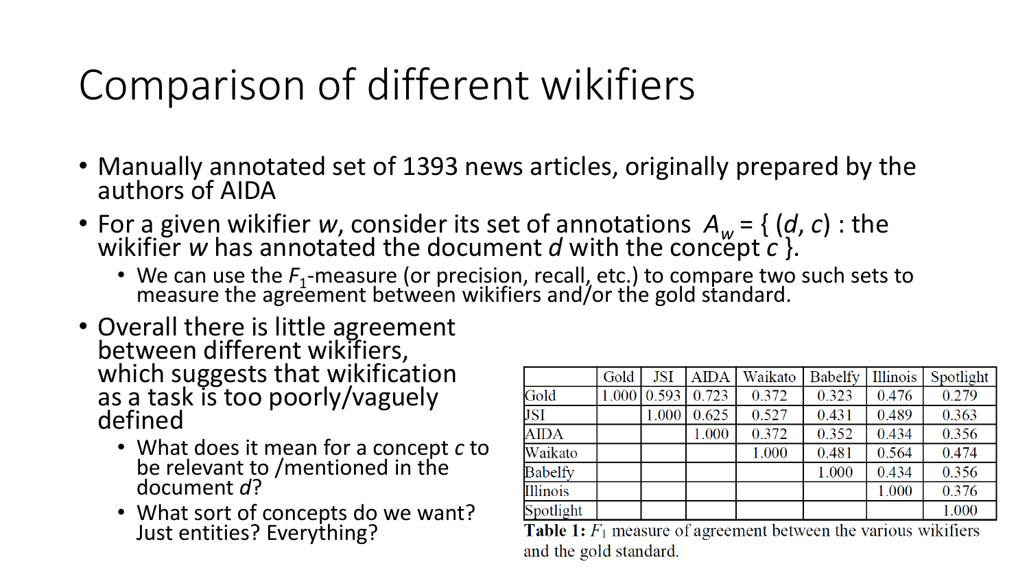# Comparison of different wikifiers

- Manually annotated set of 1393 news articles, originally prepared by the authors of AIDA
- For a given wikifier $w$, consider its set of annotations $A_w = \{ (d, c) :$ the wikifier $w$ has annotated the document $d$ with the concept $c \}$.
  - We can use the $F_1$-measure (or precision, recall, etc.) to compare two such sets to measure the agreement between wikifiers and/or the gold standard.
- Overall there is little agreement between different wikifiers, which suggests that wikification as a task is too poorly/vaguely defined
  - What does it mean for a concept $c$ to be relevant to /mentioned in the document $d$?
  - What sort of concepts do we want? Just entities? Everything?

| | Gold | JSI | AIDA | Waikato | Babelfy | Illinois | Spotlight |
|---|---|---|---|---|---|---|---|
| Gold | 1.000 | 0.593 | 0.723 | 0.372 | 0.323 | 0.476 | 0.279 |
| JSI | | 1.000 | 0.625 | 0.527 | 0.431 | 0.489 | 0.363 |
| AIDA | | | 1.000 | 0.372 | 0.352 | 0.434 | 0.356 |
| Waikato | | | | 1.000 | 0.481 | 0.564 | 0.474 |
| Babelfy | | | | | 1.000 | 0.434 | 0.356 |
| Illinois | | | | | | 1.000 | 0.376 |
| Spotlight | | | | | | | 1.000 |

**Table 1:** $F_1$ measure of agreement between the various wikifiers and the gold standard.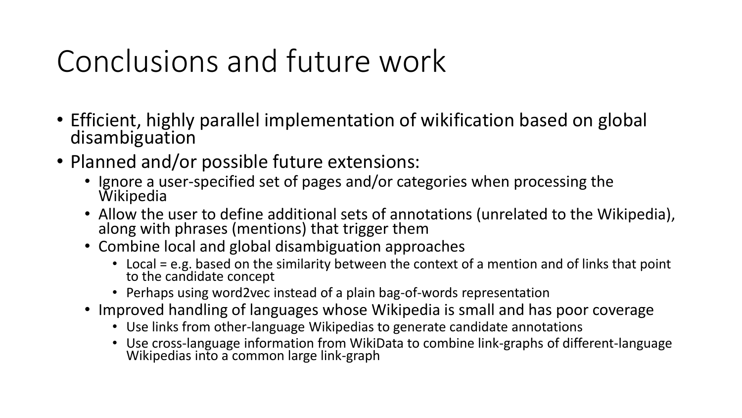# Conclusions and future work

- Efficient, highly parallel implementation of wikification based on global disambiguation
- Planned and/or possible future extensions:
  - Ignore a user-specified set of pages and/or categories when processing the Wikipedia
  - Allow the user to define additional sets of annotations (unrelated to the Wikipedia), along with phrases (mentions) that trigger them
  - Combine local and global disambiguation approaches
    - Local = e.g. based on the similarity between the context of a mention and of links that point to the candidate concept
    - Perhaps using word2vec instead of a plain bag-of-words representation
  - Improved handling of languages whose Wikipedia is small and has poor coverage
    - Use links from other-language Wikipedias to generate candidate annotations
    - Use cross-language information from WikiData to combine link-graphs of different-language Wikipedias into a common large link-graph